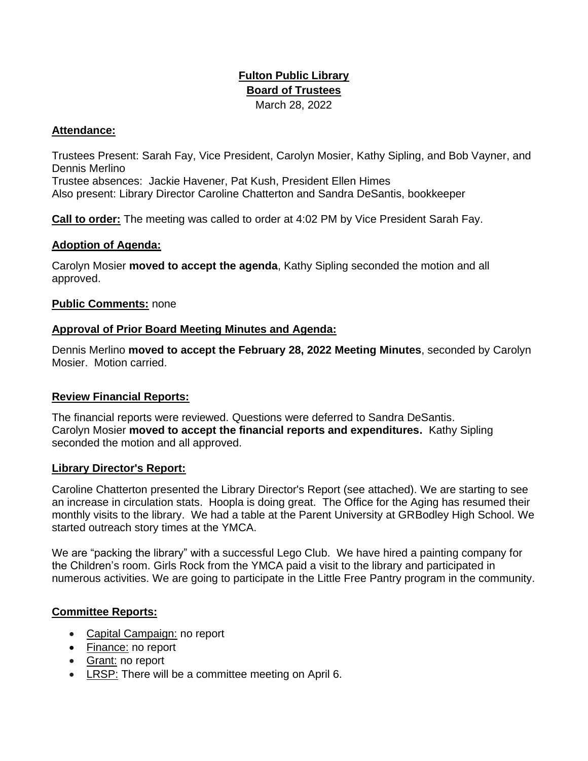**Fulton Public Library**

**Board of Trustees**

March 28, 2022

**Attendance:**

Trustees Present: Sarah Fay, Vice President, Carolyn Mosier, Kathy Sipling, and Bob Vayner, and Dennis Merlino
Trustee absences: Jackie Havener, Pat Kush, President Ellen Himes
Also present: Library Director Caroline Chatterton and Sandra DeSantis, bookkeeper

**Call to order:** The meeting was called to order at 4:02 PM by Vice President Sarah Fay.

**Adoption of Agenda:**

Carolyn Mosier **moved to accept the agenda**, Kathy Sipling seconded the motion and all approved.

**Public Comments:** none

**Approval of Prior Board Meeting Minutes and Agenda:**

Dennis Merlino **moved to accept the February 28, 2022 Meeting Minutes**, seconded by Carolyn Mosier. Motion carried.

**Review Financial Reports:**

The financial reports were reviewed. Questions were deferred to Sandra DeSantis.
Carolyn Mosier **moved to accept the financial reports and expenditures.** Kathy Sipling seconded the motion and all approved.

**Library Director's Report:**

Caroline Chatterton presented the Library Director's Report (see attached). We are starting to see an increase in circulation stats. Hoopla is doing great. The Office for the Aging has resumed their monthly visits to the library. We had a table at the Parent University at GRBodley High School. We started outreach story times at the YMCA.

We are "packing the library" with a successful Lego Club. We have hired a painting company for the Children's room. Girls Rock from the YMCA paid a visit to the library and participated in numerous activities. We are going to participate in the Little Free Pantry program in the community.

**Committee Reports:**

- Capital Campaign: no report
- Finance: no report
- Grant: no report
- LRSP: There will be a committee meeting on April 6.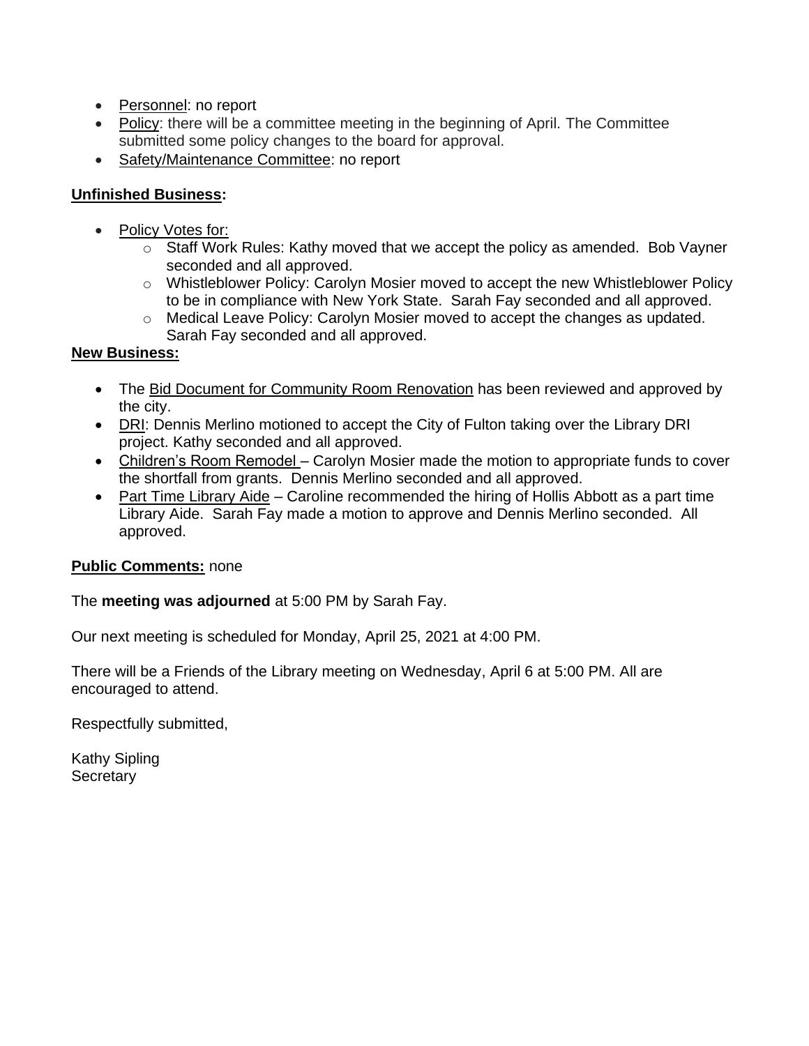- Personnel: no report
- Policy: there will be a committee meeting in the beginning of April. The Committee submitted some policy changes to the board for approval.
- Safety/Maintenance Committee: no report

**Unfinished Business:**

- Policy Votes for:
  - Staff Work Rules: Kathy moved that we accept the policy as amended. Bob Vayner seconded and all approved.
  - Whistleblower Policy: Carolyn Mosier moved to accept the new Whistleblower Policy to be in compliance with New York State. Sarah Fay seconded and all approved.
  - Medical Leave Policy: Carolyn Mosier moved to accept the changes as updated. Sarah Fay seconded and all approved.

**New Business:**

- The Bid Document for Community Room Renovation has been reviewed and approved by the city.
- DRI: Dennis Merlino motioned to accept the City of Fulton taking over the Library DRI project. Kathy seconded and all approved.
- Children's Room Remodel – Carolyn Mosier made the motion to appropriate funds to cover the shortfall from grants. Dennis Merlino seconded and all approved.
- Part Time Library Aide – Caroline recommended the hiring of Hollis Abbott as a part time Library Aide. Sarah Fay made a motion to approve and Dennis Merlino seconded. All approved.

**Public Comments:** none

The **meeting was adjourned** at 5:00 PM by Sarah Fay.

Our next meeting is scheduled for Monday, April 25, 2021 at 4:00 PM.

There will be a Friends of the Library meeting on Wednesday, April 6 at 5:00 PM. All are encouraged to attend.

Respectfully submitted,

Kathy Sipling
Secretary